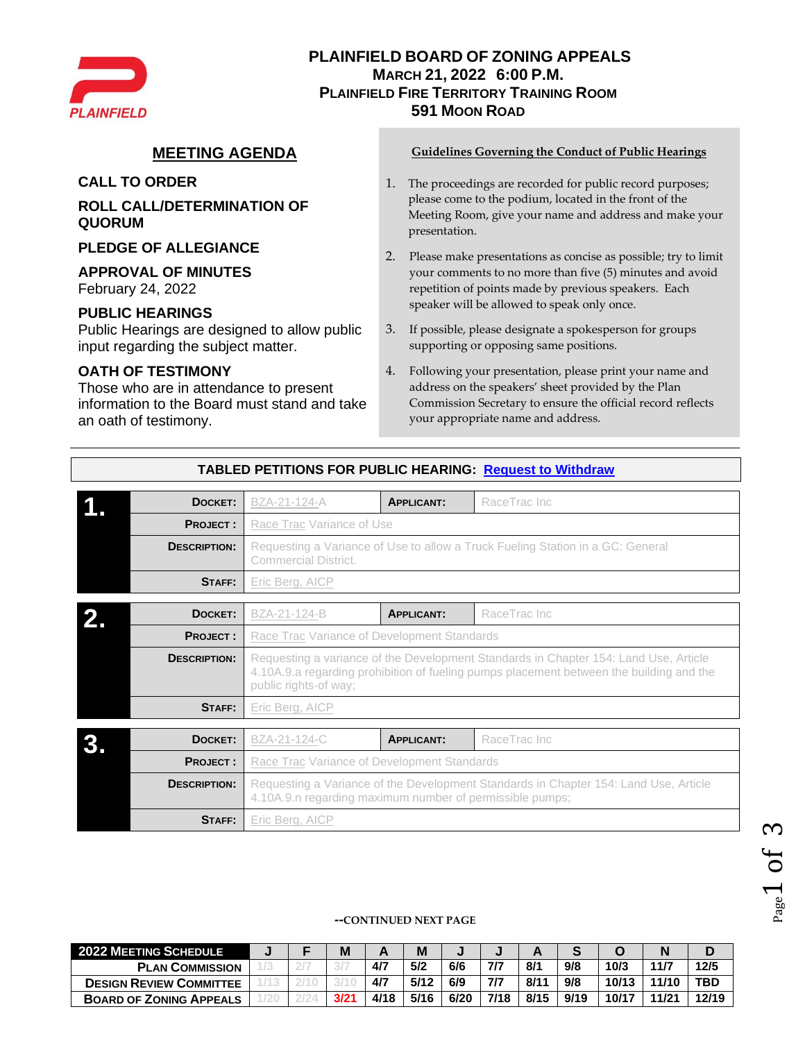# PLAINFIELD BOARD OF ZONING APPEALS

**MARCH 21, 2022 6:00 P.M.**
**PLAINFIELD FIRE TERRITORY TRAINING ROOM**
**591 MOON ROAD**

## MEETING AGENDA

### CALL TO ORDER

### ROLL CALL/DETERMINATION OF QUORUM

### PLEDGE OF ALLEGIANCE

### APPROVAL OF MINUTES

February 24, 2022

### PUBLIC HEARINGS

Public Hearings are designed to allow public input regarding the subject matter.

### OATH OF TESTIMONY

Those who are in attendance to present information to the Board must stand and take an oath of testimony.

**Guidelines Governing the Conduct of Public Hearings**

1. The proceedings are recorded for public record purposes; please come to the podium, located in the front of the Meeting Room, give your name and address and make your presentation.
2. Please make presentations as concise as possible; try to limit your comments to no more than five (5) minutes and avoid repetition of points made by previous speakers. Each speaker will be allowed to speak only once.
3. If possible, please designate a spokesperson for groups supporting or opposing same positions.
4. Following your presentation, please print your name and address on the speakers' sheet provided by the Plan Commission Secretary to ensure the official record reflects your appropriate name and address.

---

## TABLED PETITIONS FOR PUBLIC HEARING: Request to Withdraw

**1.**

| | | | |
|---|---|---|---|
| **DOCKET:** | BZA-21-124-A | **APPLICANT:** | RaceTrac Inc |
| **PROJECT:** | Race Trac Variance of Use | | |
| **DESCRIPTION:** | Requesting a Variance of Use to allow a Truck Fueling Station in a GC: General Commercial District. | | |
| **STAFF:** | Eric Berg, AICP | | |

**2.**

| | | | |
|---|---|---|---|
| **DOCKET:** | BZA-21-124-B | **APPLICANT:** | RaceTrac Inc |
| **PROJECT:** | Race Trac Variance of Development Standards | | |
| **DESCRIPTION:** | Requesting a variance of the Development Standards in Chapter 154: Land Use, Article 4.10A.9.a regarding prohibition of fueling pumps placement between the building and the public rights-of way; | | |
| **STAFF:** | Eric Berg, AICP | | |

**3.**

| | | | |
|---|---|---|---|
| **DOCKET:** | BZA-21-124-C | **APPLICANT:** | RaceTrac Inc |
| **PROJECT:** | Race Trac Variance of Development Standards | | |
| **DESCRIPTION:** | Requesting a Variance of the Development Standards in Chapter 154: Land Use, Article 4.10A.9.n regarding maximum number of permissible pumps; | | |
| **STAFF:** | Eric Berg, AICP | | |

--CONTINUED NEXT PAGE

| 2022 MEETING SCHEDULE | J | F | M | A | M | J | J | A | S | O | N | D |
|---|---|---|---|---|---|---|---|---|---|---|---|---|
| PLAN COMMISSION | 1/3 | 2/7 | 3/7 | 4/7 | 5/2 | 6/6 | 7/7 | 8/1 | 9/8 | 10/3 | 11/7 | 12/5 |
| DESIGN REVIEW COMMITTEE | 1/13 | 2/10 | 3/10 | 4/7 | 5/12 | 6/9 | 7/7 | 8/11 | 9/8 | 10/13 | 11/10 | TBD |
| BOARD OF ZONING APPEALS | 1/20 | 2/24 | 3/21 | 4/18 | 5/16 | 6/20 | 7/18 | 8/15 | 9/19 | 10/17 | 11/21 | 12/19 |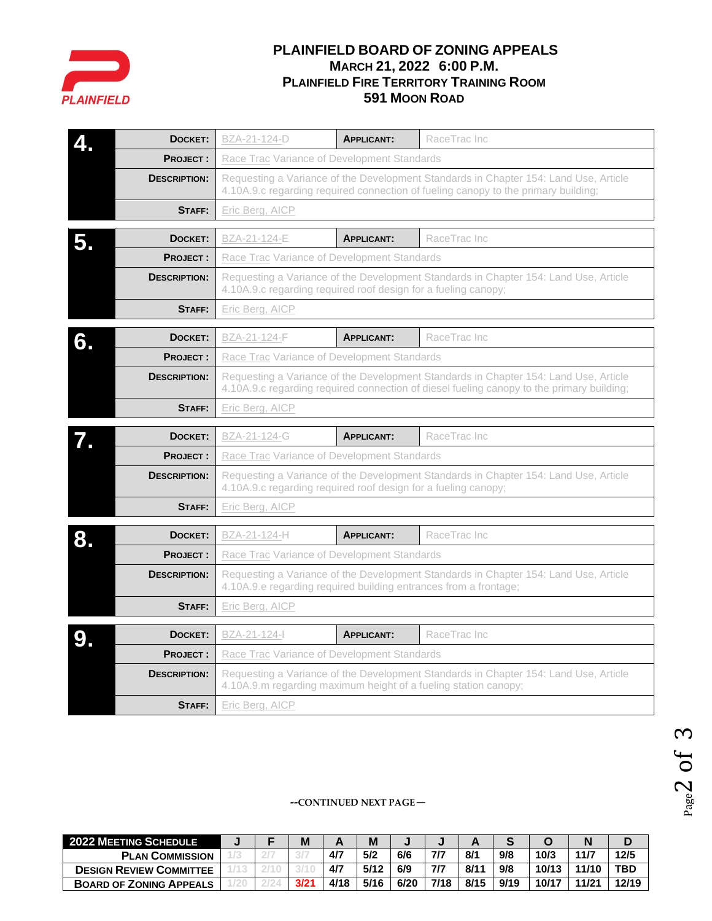# PLAINFIELD BOARD OF ZONING APPEALS

## MARCH 21, 2022 6:00 P.M.

## PLAINFIELD FIRE TERRITORY TRAINING ROOM

## 591 MOON ROAD

| 4. | | | |
|---|---|---|---|
| **DOCKET:** | BZA-21-124-D | **APPLICANT:** | RaceTrac Inc |
| **PROJECT:** | Race Trac Variance of Development Standards | | |
| **DESCRIPTION:** | Requesting a Variance of the Development Standards in Chapter 154: Land Use, Article 4.10A.9.c regarding required connection of fueling canopy to the primary building; | | |
| **STAFF:** | Eric Berg, AICP | | |

| 5. | | | |
|---|---|---|---|
| **DOCKET:** | BZA-21-124-E | **APPLICANT:** | RaceTrac Inc |
| **PROJECT:** | Race Trac Variance of Development Standards | | |
| **DESCRIPTION:** | Requesting a Variance of the Development Standards in Chapter 154: Land Use, Article 4.10A.9.c regarding required roof design for a fueling canopy; | | |
| **STAFF:** | Eric Berg, AICP | | |

| 6. | | | |
|---|---|---|---|
| **DOCKET:** | BZA-21-124-F | **APPLICANT:** | RaceTrac Inc |
| **PROJECT:** | Race Trac Variance of Development Standards | | |
| **DESCRIPTION:** | Requesting a Variance of the Development Standards in Chapter 154: Land Use, Article 4.10A.9.c regarding required connection of diesel fueling canopy to the primary building; | | |
| **STAFF:** | Eric Berg, AICP | | |

| 7. | | | |
|---|---|---|---|
| **DOCKET:** | BZA-21-124-G | **APPLICANT:** | RaceTrac Inc |
| **PROJECT:** | Race Trac Variance of Development Standards | | |
| **DESCRIPTION:** | Requesting a Variance of the Development Standards in Chapter 154: Land Use, Article 4.10A.9.c regarding required roof design for a fueling canopy; | | |
| **STAFF:** | Eric Berg, AICP | | |

| 8. | | | |
|---|---|---|---|
| **DOCKET:** | BZA-21-124-H | **APPLICANT:** | RaceTrac Inc |
| **PROJECT:** | Race Trac Variance of Development Standards | | |
| **DESCRIPTION:** | Requesting a Variance of the Development Standards in Chapter 154: Land Use, Article 4.10A.9.e regarding required building entrances from a frontage; | | |
| **STAFF:** | Eric Berg, AICP | | |

| 9. | | | |
|---|---|---|---|
| **DOCKET:** | BZA-21-124-I | **APPLICANT:** | RaceTrac Inc |
| **PROJECT:** | Race Trac Variance of Development Standards | | |
| **DESCRIPTION:** | Requesting a Variance of the Development Standards in Chapter 154: Land Use, Article 4.10A.9.m regarding maximum height of a fueling station canopy; | | |
| **STAFF:** | Eric Berg, AICP | | |

--CONTINUED NEXT PAGE—

| 2022 MEETING SCHEDULE | J | F | M | A | M | J | J | A | S | O | N | D |
|---|---|---|---|---|---|---|---|---|---|---|---|---|
| PLAN COMMISSION | 1/3 | 2/7 | 3/7 | 4/7 | 5/2 | 6/6 | 7/7 | 8/1 | 9/8 | 10/3 | 11/7 | 12/5 |
| DESIGN REVIEW COMMITTEE | 1/13 | 2/10 | 3/10 | 4/7 | 5/12 | 6/9 | 7/7 | 8/11 | 9/8 | 10/13 | 11/10 | TBD |
| BOARD OF ZONING APPEALS | 1/20 | 2/24 | 3/21 | 4/18 | 5/16 | 6/20 | 7/18 | 8/15 | 9/19 | 10/17 | 11/21 | 12/19 |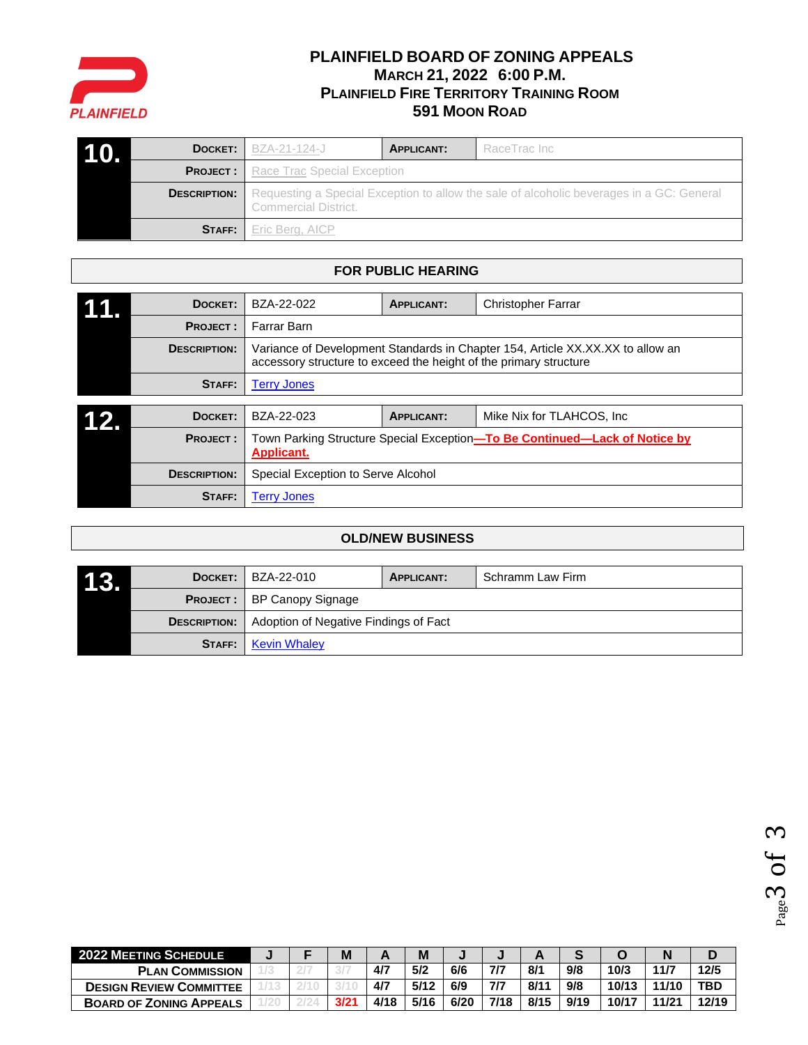# PLAINFIELD BOARD OF ZONING APPEALS

## MARCH 21, 2022 6:00 P.M.

## PLAINFIELD FIRE TERRITORY TRAINING ROOM

## 591 MOON ROAD

| | | | | |
|---|---|---|---|---|
| **10.** | **DOCKET:** | BZA-21-124-J | **APPLICANT:** | RaceTrac Inc |
| | **PROJECT :** | Race Trac Special Exception | | |
| | **DESCRIPTION:** | Requesting a Special Exception to allow the sale of alcoholic beverages in a GC: General Commercial District. | | |
| | **STAFF:** | Eric Berg, AICP | | |

**FOR PUBLIC HEARING**

| | | | | |
|---|---|---|---|---|
| **11.** | **DOCKET:** | BZA-22-022 | **APPLICANT:** | Christopher Farrar |
| | **PROJECT :** | Farrar Barn | | |
| | **DESCRIPTION:** | Variance of Development Standards in Chapter 154, Article XX.XX.XX to allow an accessory structure to exceed the height of the primary structure | | |
| | **STAFF:** | Terry Jones | | |

| | | | | |
|---|---|---|---|---|
| **12.** | **DOCKET:** | BZA-22-023 | **APPLICANT:** | Mike Nix for TLAHCOS, Inc |
| | **PROJECT :** | Town Parking Structure Special Exception—**To Be Continued—Lack of Notice by Applicant.** | | |
| | **DESCRIPTION:** | Special Exception to Serve Alcohol | | |
| | **STAFF:** | Terry Jones | | |

**OLD/NEW BUSINESS**

| | | | | |
|---|---|---|---|---|
| **13.** | **DOCKET:** | BZA-22-010 | **APPLICANT:** | Schramm Law Firm |
| | **PROJECT :** | BP Canopy Signage | | |
| | **DESCRIPTION:** | Adoption of Negative Findings of Fact | | |
| | **STAFF:** | Kevin Whaley | | |

| 2022 MEETING SCHEDULE | J | F | M | A | M | J | J | A | S | O | N | D |
|---|---|---|---|---|---|---|---|---|---|---|---|---|
| PLAN COMMISSION | 1/3 | 2/7 | 3/7 | 4/7 | 5/2 | 6/6 | 7/7 | 8/1 | 9/8 | 10/3 | 11/7 | 12/5 |
| DESIGN REVIEW COMMITTEE | 1/13 | 2/10 | 3/10 | 4/7 | 5/12 | 6/9 | 7/7 | 8/11 | 9/8 | 10/13 | 11/10 | TBD |
| BOARD OF ZONING APPEALS | 1/20 | 2/24 | 3/21 | 4/18 | 5/16 | 6/20 | 7/18 | 8/15 | 9/19 | 10/17 | 11/21 | 12/19 |